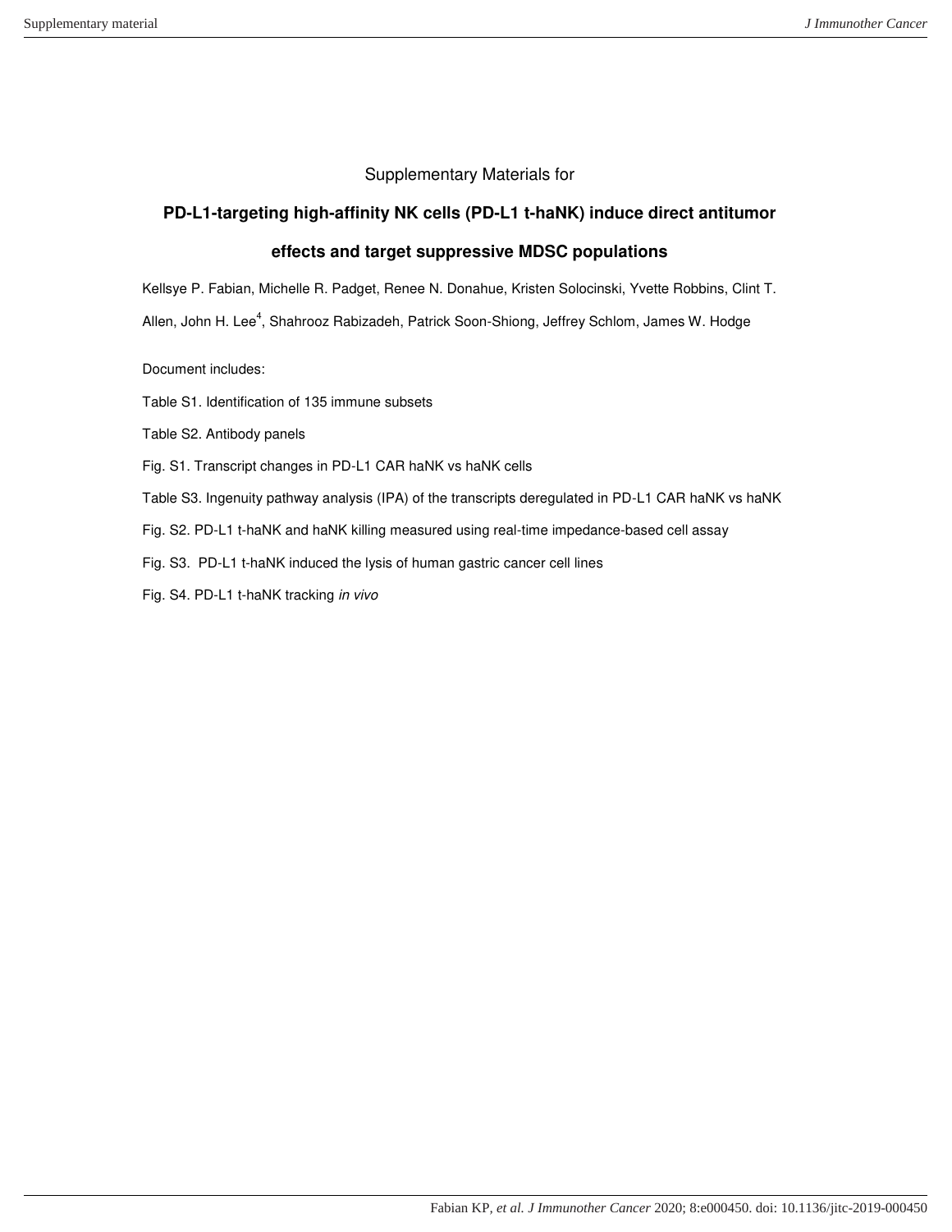Supplementary Materials for

# PD-L1-targeting high-affinity NK cells (PD-L1 t-haNK) induce direct antitumor effects and target suppressive MDSC populations

Kellsye P. Fabian, Michelle R. Padget, Renee N. Donahue, Kristen Solocinski, Yvette Robbins, Clint T. Allen, John H. Lee[4], Shahrooz Rabizadeh, Patrick Soon-Shiong, Jeffrey Schlom, James W. Hodge

Document includes:

Table S1. Identification of 135 immune subsets

Table S2. Antibody panels

Fig. S1. Transcript changes in PD-L1 CAR haNK vs haNK cells

Table S3. Ingenuity pathway analysis (IPA) of the transcripts deregulated in PD-L1 CAR haNK vs haNK

Fig. S2. PD-L1 t-haNK and haNK killing measured using real-time impedance-based cell assay

Fig. S3. PD-L1 t-haNK induced the lysis of human gastric cancer cell lines

Fig. S4. PD-L1 t-haNK tracking *in vivo*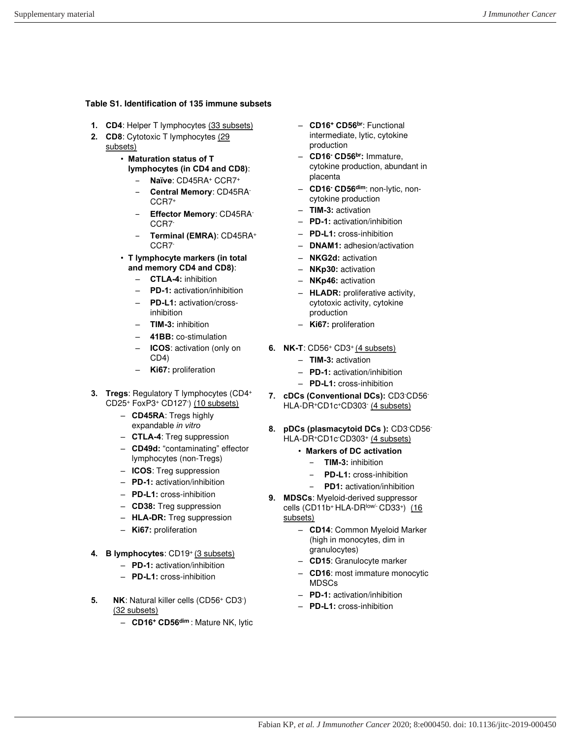**Table S1. Identification of 135 immune subsets**

1. **CD4**: Helper T lymphocytes (33 subsets)
2. **CD8**: Cytotoxic T lymphocytes (29 subsets)
   - **Maturation status of T lymphocytes (in CD4 and CD8)**:
     - **Naïve**: CD45RA+ CCR7+
     - **Central Memory**: CD45RA- CCR7+
     - **Effector Memory**: CD45RA- CCR7-
     - **Terminal (EMRA)**: CD45RA+ CCR7-
   - **T lymphocyte markers (in total and memory CD4 and CD8)**:
     - **CTLA-4:** inhibition
     - **PD-1:** activation/inhibition
     - **PD-L1:** activation/cross-inhibition
     - **TIM-3:** inhibition
     - **41BB:** co-stimulation
     - **ICOS**: activation (only on CD4)
     - **Ki67:** proliferation
3. **Tregs**: Regulatory T lymphocytes (CD4+ CD25+ FoxP3+ CD127-) (10 subsets)
   - **CD45RA**: Tregs highly expandable *in vitro*
   - **CTLA-4**: Treg suppression
   - **CD49d:** "contaminating" effector lymphocytes (non-Tregs)
   - **ICOS**: Treg suppression
   - **PD-1:** activation/inhibition
   - **PD-L1:** cross-inhibition
   - **CD38:** Treg suppression
   - **HLA-DR:** Treg suppression
   - **Ki67:** proliferation
4. **B lymphocytes**: CD19+ (3 subsets)
   - **PD-1:** activation/inhibition
   - **PD-L1:** cross-inhibition
5. **NK**: Natural killer cells (CD56+ CD3-) (32 subsets)
   - **CD16+ CD56dim** : Mature NK, lytic
   - **CD16+ CD56br**: Functional intermediate, lytic, cytokine production
   - **CD16- CD56br:** Immature, cytokine production, abundant in placenta
   - **CD16- CD56dim**: non-lytic, non-cytokine production
   - **TIM-3:** activation
   - **PD-1:** activation/inhibition
   - **PD-L1:** cross-inhibition
   - **DNAM1:** adhesion/activation
   - **NKG2d:** activation
   - **NKp30:** activation
   - **NKp46:** activation
   - **HLADR:** proliferative activity, cytotoxic activity, cytokine production
   - **Ki67:** proliferation
6. **NK-T**: CD56+ CD3+ (4 subsets)
   - **TIM-3:** activation
   - **PD-1:** activation/inhibition
   - **PD-L1:** cross-inhibition
7. **cDCs (Conventional DCs):** CD3-CD56- HLA-DR+CD1c+CD303- (4 subsets)
8. **pDCs (plasmacytoid DCs ):** CD3-CD56- HLA-DR+CD1c-CD303+ (4 subsets)
   - **Markers of DC activation**
     - **TIM-3:** inhibition
     - **PD-L1:** cross-inhibition
     - **PD1:** activation/inhibition
9. **MDSCs**: Myeloid-derived suppressor cells (CD11b+ HLA-DRlow/- CD33+) (16 subsets)
   - **CD14**: Common Myeloid Marker (high in monocytes, dim in granulocytes)
   - **CD15**: Granulocyte marker
   - **CD16**: most immature monocytic MDSCs
   - **PD-1:** activation/inhibition
   - **PD-L1:** cross-inhibition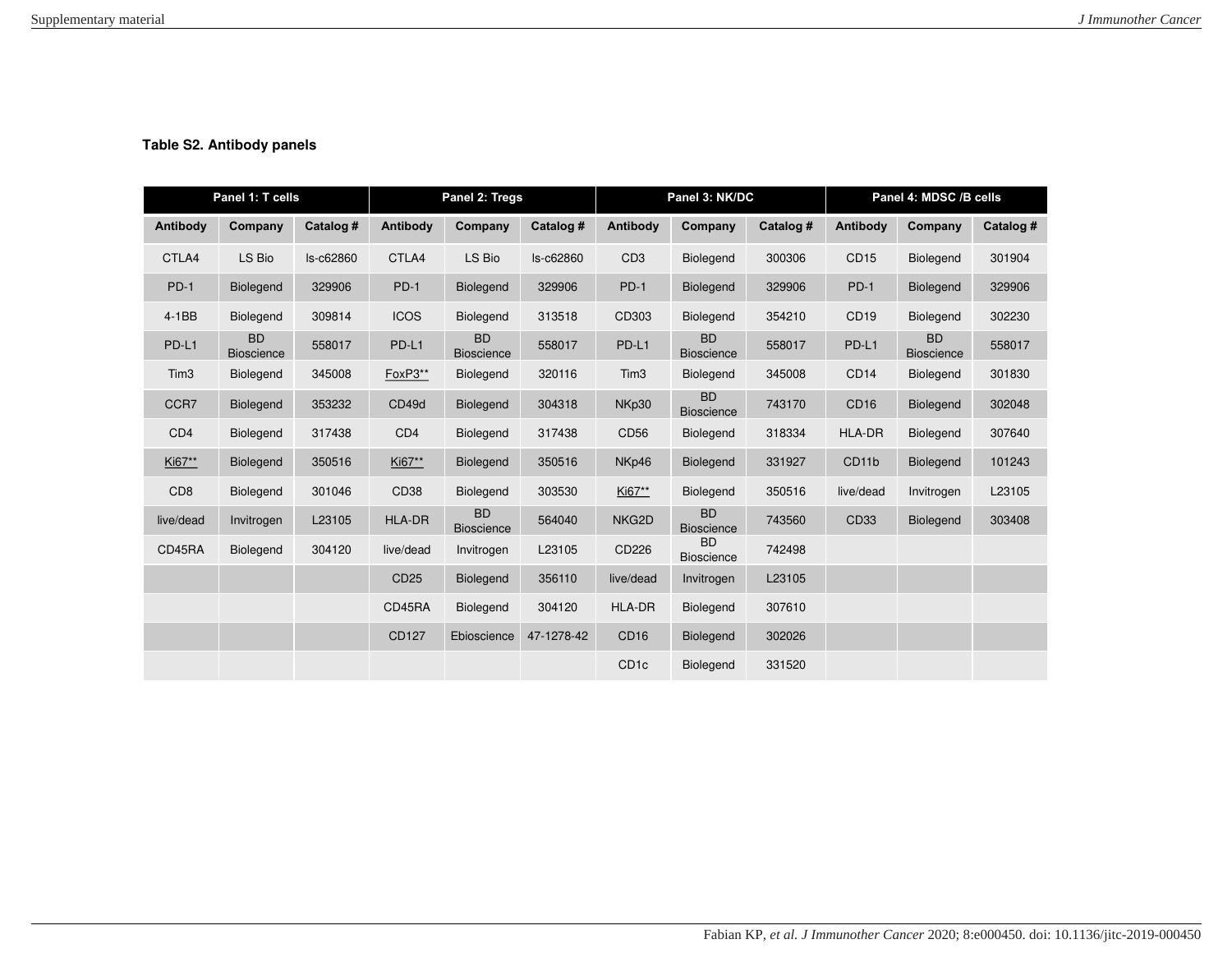**Table S2. Antibody panels**

| Panel 1: T cells | | | Panel 2: Tregs | | | Panel 3: NK/DC | | | Panel 4: MDSC /B cells | | |
|---|---|---|---|---|---|---|---|---|---|---|---|
| **Antibody** | **Company** | **Catalog #** | **Antibody** | **Company** | **Catalog #** | **Antibody** | **Company** | **Catalog #** | **Antibody** | **Company** | **Catalog #** |
| CTLA4 | LS Bio | ls-c62860 | CTLA4 | LS Bio | ls-c62860 | CD3 | Biolegend | 300306 | CD15 | Biolegend | 301904 |
| PD-1 | Biolegend | 329906 | PD-1 | Biolegend | 329906 | PD-1 | Biolegend | 329906 | PD-1 | Biolegend | 329906 |
| 4-1BB | Biolegend | 309814 | ICOS | Biolegend | 313518 | CD303 | Biolegend | 354210 | CD19 | Biolegend | 302230 |
| PD-L1 | BD Bioscience | 558017 | PD-L1 | BD Bioscience | 558017 | PD-L1 | BD Bioscience | 558017 | PD-L1 | BD Bioscience | 558017 |
| Tim3 | Biolegend | 345008 | FoxP3** | Biolegend | 320116 | Tim3 | Biolegend | 345008 | CD14 | Biolegend | 301830 |
| CCR7 | Biolegend | 353232 | CD49d | Biolegend | 304318 | NKp30 | BD Bioscience | 743170 | CD16 | Biolegend | 302048 |
| CD4 | Biolegend | 317438 | CD4 | Biolegend | 317438 | CD56 | Biolegend | 318334 | HLA-DR | Biolegend | 307640 |
| Ki67** | Biolegend | 350516 | Ki67** | Biolegend | 350516 | NKp46 | Biolegend | 331927 | CD11b | Biolegend | 101243 |
| CD8 | Biolegend | 301046 | CD38 | Biolegend | 303530 | Ki67** | Biolegend | 350516 | live/dead | Invitrogen | L23105 |
| live/dead | Invitrogen | L23105 | HLA-DR | BD Bioscience | 564040 | NKG2D | BD Bioscience | 743560 | CD33 | Biolegend | 303408 |
| CD45RA | Biolegend | 304120 | live/dead | Invitrogen | L23105 | CD226 | BD Bioscience | 742498 | | | |
| | | | CD25 | Biolegend | 356110 | live/dead | Invitrogen | L23105 | | | |
| | | | CD45RA | Biolegend | 304120 | HLA-DR | Biolegend | 307610 | | | |
| | | | CD127 | Ebioscience | 47-1278-42 | CD16 | Biolegend | 302026 | | | |
| | | | | | | CD1c | Biolegend | 331520 | | | |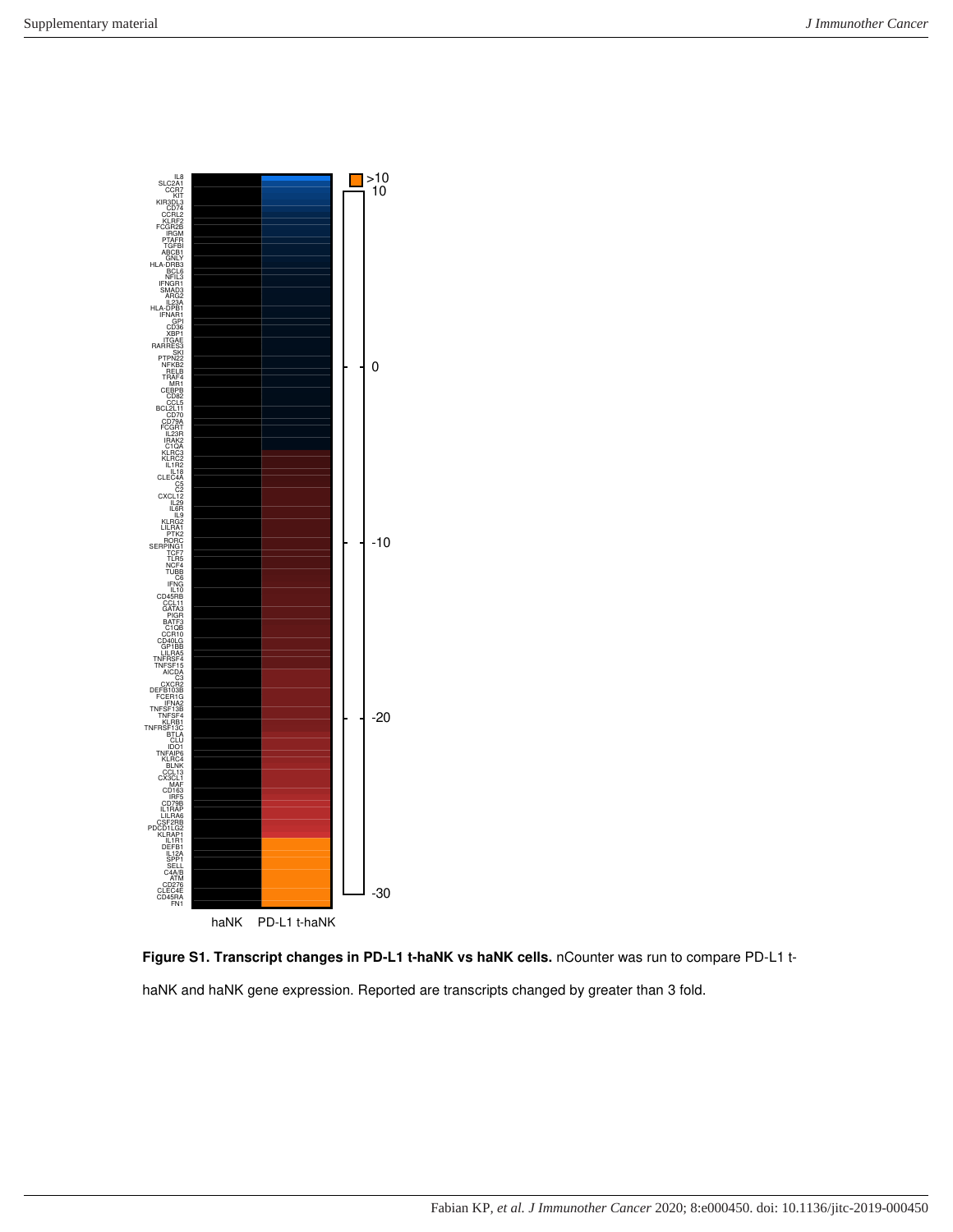IL8
SLC2A1
CCR7
KIT
KIR3DL3
CD74
CCRL2
KLRF2
FCGR2B
IRGM
PTAFR
TGFBI
ABCB1
GNLY
HLA-DRB3
BCL6
NFIL3
IFNGR1
SMAD3
ARG2
IL23A
HLA-DPB1
IFNAR1
GPI
CD36
XBP1
ITGAE
RARRES3
SKI
PTPN22
NFKB2
RELB
TRAF4
MR1
CEBPB
CD82
CCL5
BCL2L11
CD70
CD79A
FCGRT
IL23R
IRAK2
C1QA
KLRC3
KLRC2
IL1R2
IL18
CLEC4A
C5
C2
CXCL12
IL29
IL6R
IL9
KLRG2
LILRA1
PTK2
RORC
SERPING1
TCF7
TLR5
NCF4
TUBB
C6
IFNG
IL10
CD45RB
CCL11
GATA3
PIGR
BATF3
C1QB
CCR10
CD40LG
GP1BB
LILRA5
TNFRSF4
TNFSF15
AICDA
C3
CXCR2
DEFB103B
FCER1G
IFNA2
TNFSF13B
TNFSF4
KLRB1
TNFRSF13C
BTLA
CLU
IDO1
TNFAIP6
KLRC4
BLNK
CCL13
CX3CL1
MAF
CD163
IRF5
CD79B
IL1RAP
LILRA6
CSF2RB
PDCD1LG2
KLRAP1
IL1R1
DEFB1
IL12A
SPP1
SELL
C4A/B
ATM
CD276
CLEC4E
CD45RA
FN1

haNK PD-L1 t-haNK

>10
10
0
-10
-20
-30

**Figure S1. Transcript changes in PD-L1 t-haNK vs haNK cells.** nCounter was run to compare PD-L1 t-haNK and haNK gene expression. Reported are transcripts changed by greater than 3 fold.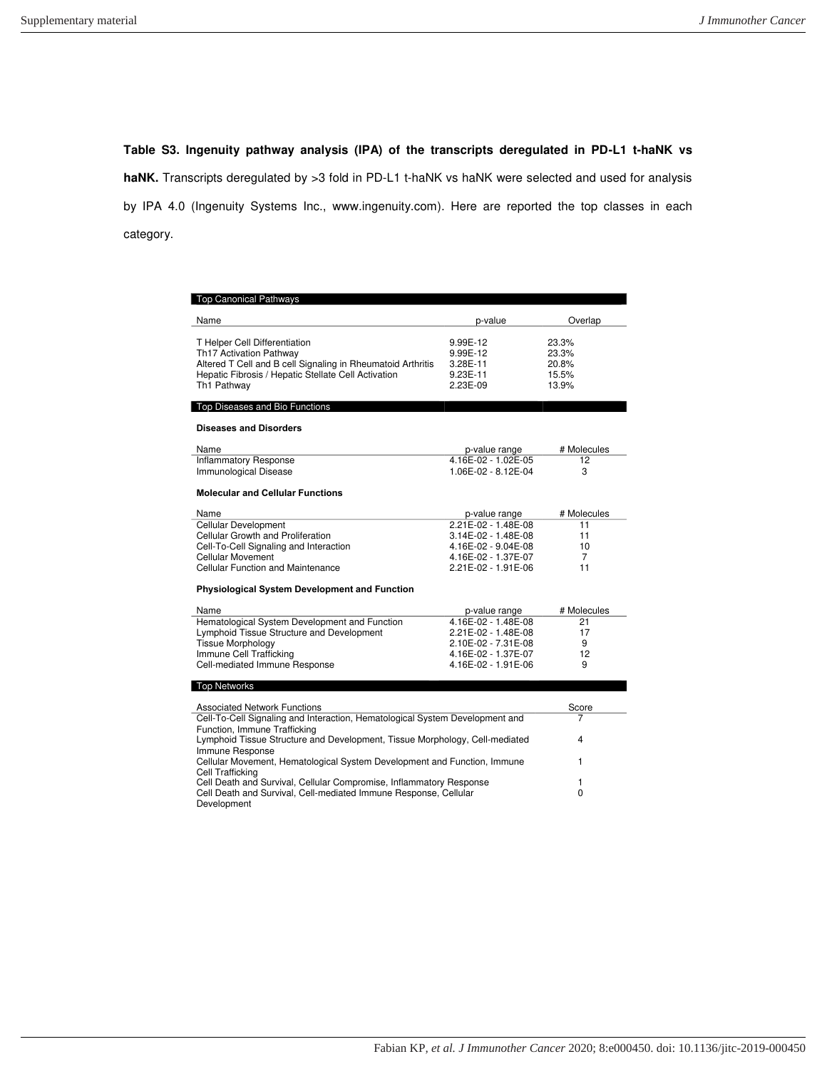**Table S3. Ingenuity pathway analysis (IPA) of the transcripts deregulated in PD-L1 t-haNK vs haNK.** Transcripts deregulated by >3 fold in PD-L1 t-haNK vs haNK were selected and used for analysis by IPA 4.0 (Ingenuity Systems Inc., www.ingenuity.com). Here are reported the top classes in each category.

**Top Canonical Pathways**

| Name | p-value | Overlap |
|---|---|---|
| T Helper Cell Differentiation | 9.99E-12 | 23.3% |
| Th17 Activation Pathway | 9.99E-12 | 23.3% |
| Altered T Cell and B cell Signaling in Rheumatoid Arthritis | 3.28E-11 | 20.8% |
| Hepatic Fibrosis / Hepatic Stellate Cell Activation | 9.23E-11 | 15.5% |
| Th1 Pathway | 2.23E-09 | 13.9% |

**Top Diseases and Bio Functions**

**Diseases and Disorders**

| Name | p-value range | # Molecules |
|---|---|---|
| Inflammatory Response | 4.16E-02 - 1.02E-05 | 12 |
| Immunological Disease | 1.06E-02 - 8.12E-04 | 3 |

**Molecular and Cellular Functions**

| Name | p-value range | # Molecules |
|---|---|---|
| Cellular Development | 2.21E-02 - 1.48E-08 | 11 |
| Cellular Growth and Proliferation | 3.14E-02 - 1.48E-08 | 11 |
| Cell-To-Cell Signaling and Interaction | 4.16E-02 - 9.04E-08 | 10 |
| Cellular Movement | 4.16E-02 - 1.37E-07 | 7 |
| Cellular Function and Maintenance | 2.21E-02 - 1.91E-06 | 11 |

**Physiological System Development and Function**

| Name | p-value range | # Molecules |
|---|---|---|
| Hematological System Development and Function | 4.16E-02 - 1.48E-08 | 21 |
| Lymphoid Tissue Structure and Development | 2.21E-02 - 1.48E-08 | 17 |
| Tissue Morphology | 2.10E-02 - 7.31E-08 | 9 |
| Immune Cell Trafficking | 4.16E-02 - 1.37E-07 | 12 |
| Cell-mediated Immune Response | 4.16E-02 - 1.91E-06 | 9 |

**Top Networks**

| Associated Network Functions | Score |
|---|---|
| Cell-To-Cell Signaling and Interaction, Hematological System Development and Function, Immune Trafficking | 7 |
| Lymphoid Tissue Structure and Development, Tissue Morphology, Cell-mediated Immune Response | 4 |
| Cellular Movement, Hematological System Development and Function, Immune Cell Trafficking | 1 |
| Cell Death and Survival, Cellular Compromise, Inflammatory Response | 1 |
| Cell Death and Survival, Cell-mediated Immune Response, Cellular Development | 0 |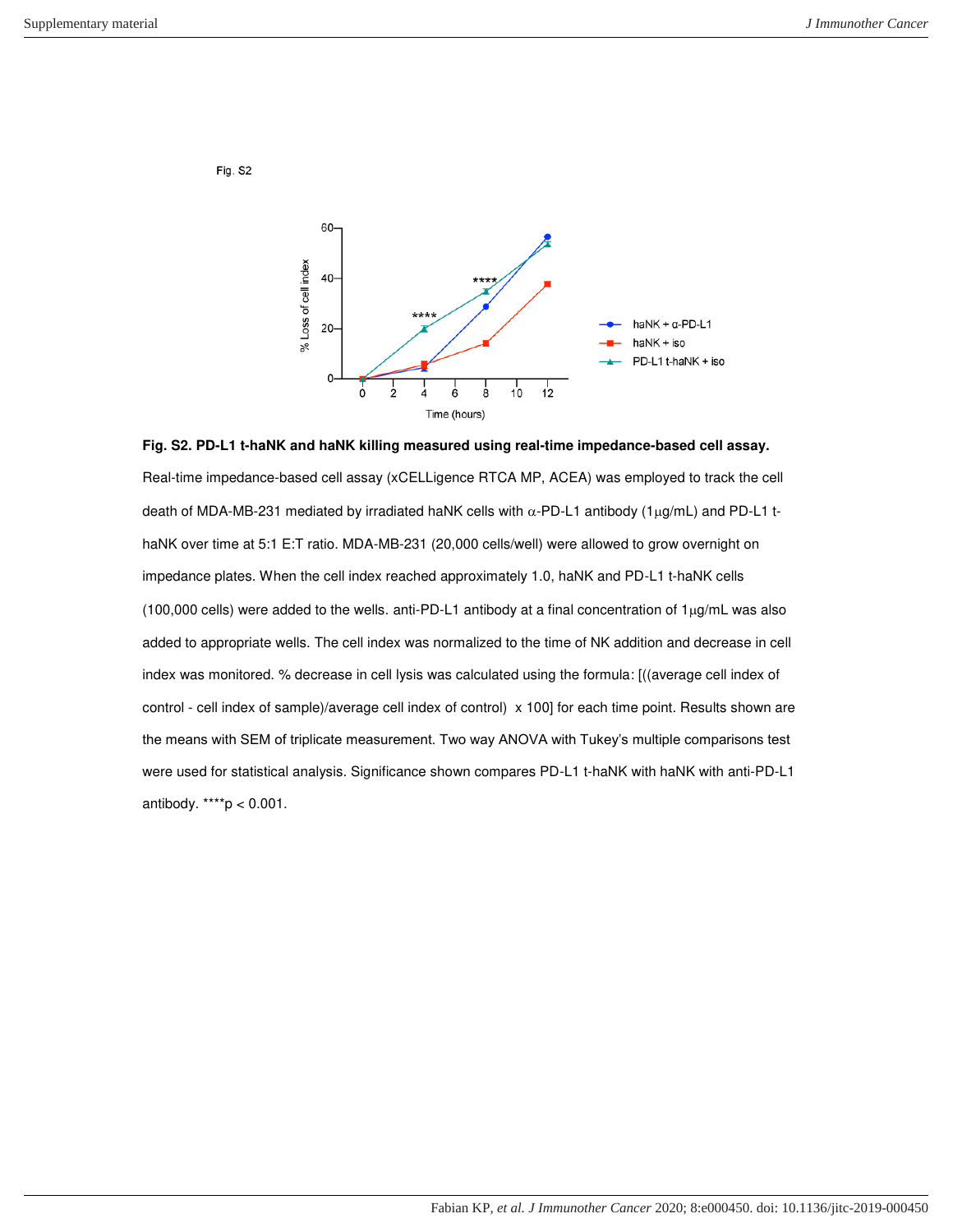Fig. S2

**Fig. S2. PD-L1 t-haNK and haNK killing measured using real-time impedance-based cell assay.** Real-time impedance-based cell assay (xCELLigence RTCA MP, ACEA) was employed to track the cell death of MDA-MB-231 mediated by irradiated haNK cells with α-PD-L1 antibody (1μg/mL) and PD-L1 t-haNK over time at 5:1 E:T ratio. MDA-MB-231 (20,000 cells/well) were allowed to grow overnight on impedance plates. When the cell index reached approximately 1.0, haNK and PD-L1 t-haNK cells (100,000 cells) were added to the wells. anti-PD-L1 antibody at a final concentration of 1μg/mL was also added to appropriate wells. The cell index was normalized to the time of NK addition and decrease in cell index was monitored. % decrease in cell lysis was calculated using the formula: [((average cell index of control - cell index of sample)/average cell index of control) x 100] for each time point. Results shown are the means with SEM of triplicate measurement. Two way ANOVA with Tukey's multiple comparisons test were used for statistical analysis. Significance shown compares PD-L1 t-haNK with haNK with anti-PD-L1 antibody. ****$p < 0.001$.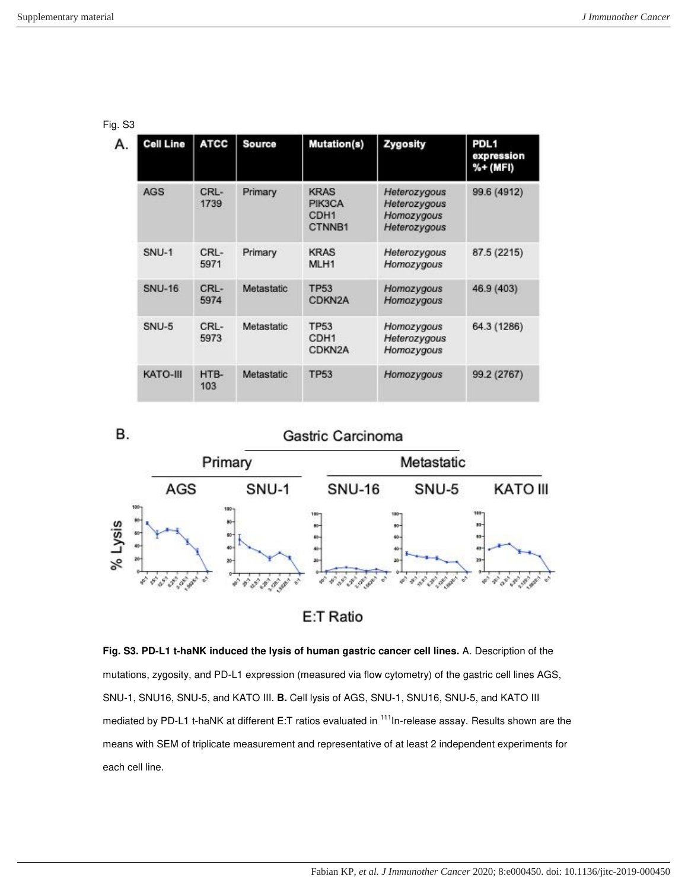Fig. S3

A.

| Cell Line | ATCC | Source | Mutation(s) | Zygosity | PDL1 expression %+ (MFI) |
|---|---|---|---|---|---|
| AGS | CRL-1739 | Primary | KRAS<br>PIK3CA<br>CDH1<br>CTNNB1 | *Heterozygous*<br>*Heterozygous*<br>*Homozygous*<br>*Heterozygous* | 99.6 (4912) |
| SNU-1 | CRL-5971 | Primary | KRAS<br>MLH1 | *Heterozygous*<br>*Homozygous* | 87.5 (2215) |
| SNU-16 | CRL-5974 | Metastatic | TP53<br>CDKN2A | *Homozygous*<br>*Homozygous* | 46.9 (403) |
| SNU-5 | CRL-5973 | Metastatic | TP53<br>CDH1<br>CDKN2A | *Homozygous*<br>*Heterozygous*<br>*Homozygous* | 64.3 (1286) |
| KATO-III | HTB-103 | Metastatic | TP53 | *Homozygous* | 99.2 (2767) |

B.

Gastric Carcinoma

Primary: AGS, SNU-1

Metastatic: SNU-16, SNU-5, KATO III

% Lysis

E:T Ratio

**Fig. S3. PD-L1 t-haNK induced the lysis of human gastric cancer cell lines.** A. Description of the mutations, zygosity, and PD-L1 expression (measured via flow cytometry) of the gastric cell lines AGS, SNU-1, SNU16, SNU-5, and KATO III. **B.** Cell lysis of AGS, SNU-1, SNU16, SNU-5, and KATO III mediated by PD-L1 t-haNK at different E:T ratios evaluated in $^{111}$In-release assay. Results shown are the means with SEM of triplicate measurement and representative of at least 2 independent experiments for each cell line.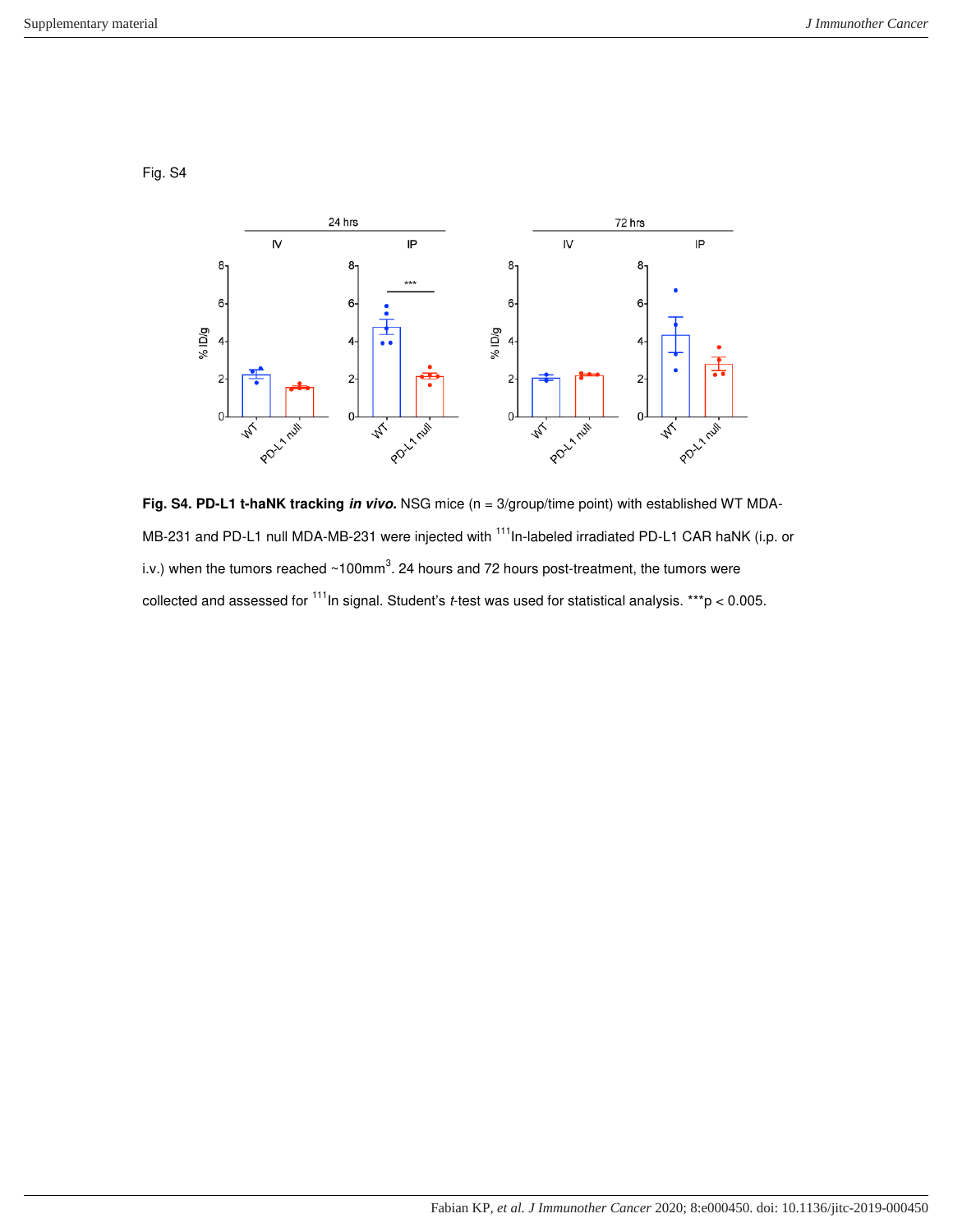Fig. S4

24 hrs

IV

IP

72 hrs

IV

IP

% ID/g

8
6
4
2
0

***

WT
PD-L1 null

**Fig. S4. PD-L1 t-haNK tracking *in vivo*.** NSG mice (n = 3/group/time point) with established WT MDA-MB-231 and PD-L1 null MDA-MB-231 were injected with $^{111}$In-labeled irradiated PD-L1 CAR haNK (i.p. or i.v.) when the tumors reached ~100mm$^3$. 24 hours and 72 hours post-treatment, the tumors were collected and assessed for $^{111}$In signal. Student's *t*-test was used for statistical analysis. ***p < 0.005.